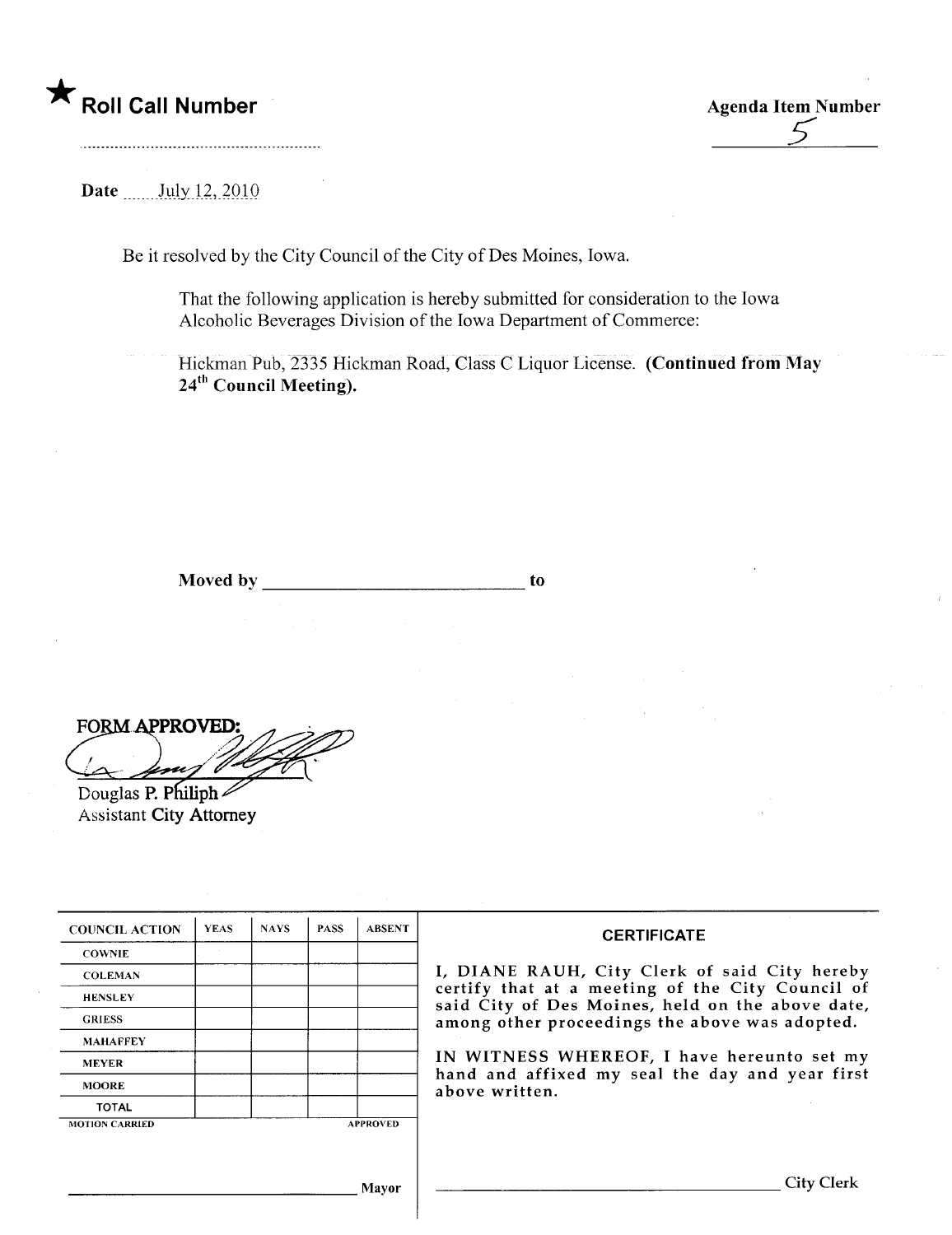★ **Roll Call Number**

**Agenda Item Number**

5

**Date** July 12, 2010

Be it resolved by the City Council of the City of Des Moines, Iowa.

That the following application is hereby submitted for consideration to the Iowa Alcoholic Beverages Division of the Iowa Department of Commerce:

Hickman Pub, 2335 Hickman Road, Class C Liquor License. **(Continued from May 24th Council Meeting).**

**Moved by** ______________________________ **to**

**FORM APPROVED:**

Douglas P. Philiph
Assistant City Attorney

| COUNCIL ACTION | YEAS | NAYS | PASS | ABSENT |
|---|---|---|---|---|
| COWNIE | | | | |
| COLEMAN | | | | |
| HENSLEY | | | | |
| GRIESS | | | | |
| MAHAFFEY | | | | |
| MEYER | | | | |
| MOORE | | | | |
| TOTAL | | | | |
| MOTION CARRIED | | | | APPROVED |

______________________________ Mayor

**CERTIFICATE**

I, DIANE RAUH, City Clerk of said City hereby certify that at a meeting of the City Council of said City of Des Moines, held on the above date, among other proceedings the above was adopted.

IN WITNESS WHEREOF, I have hereunto set my hand and affixed my seal the day and year first above written.

______________________________ City Clerk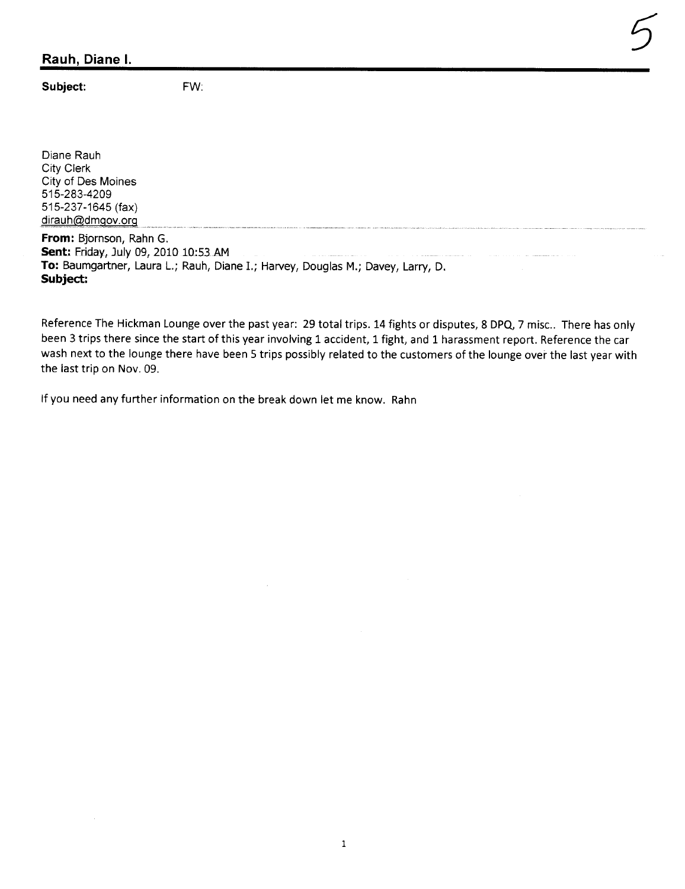## Rauh, Diane I.

**Subject:** FW:

Diane Rauh
City Clerk
City of Des Moines
515-283-4209
515-237-1645 (fax)
dirauh@dmgov.org

**From:** Bjornson, Rahn G.
**Sent:** Friday, July 09, 2010 10:53 AM
**To:** Baumgartner, Laura L.; Rauh, Diane I.; Harvey, Douglas M.; Davey, Larry, D.
**Subject:**

Reference The Hickman Lounge over the past year: 29 total trips. 14 fights or disputes, 8 DPQ, 7 misc.. There has only been 3 trips there since the start of this year involving 1 accident, 1 fight, and 1 harassment report. Reference the car wash next to the lounge there have been 5 trips possibly related to the customers of the lounge over the last year with the last trip on Nov. 09.

If you need any further information on the break down let me know. Rahn